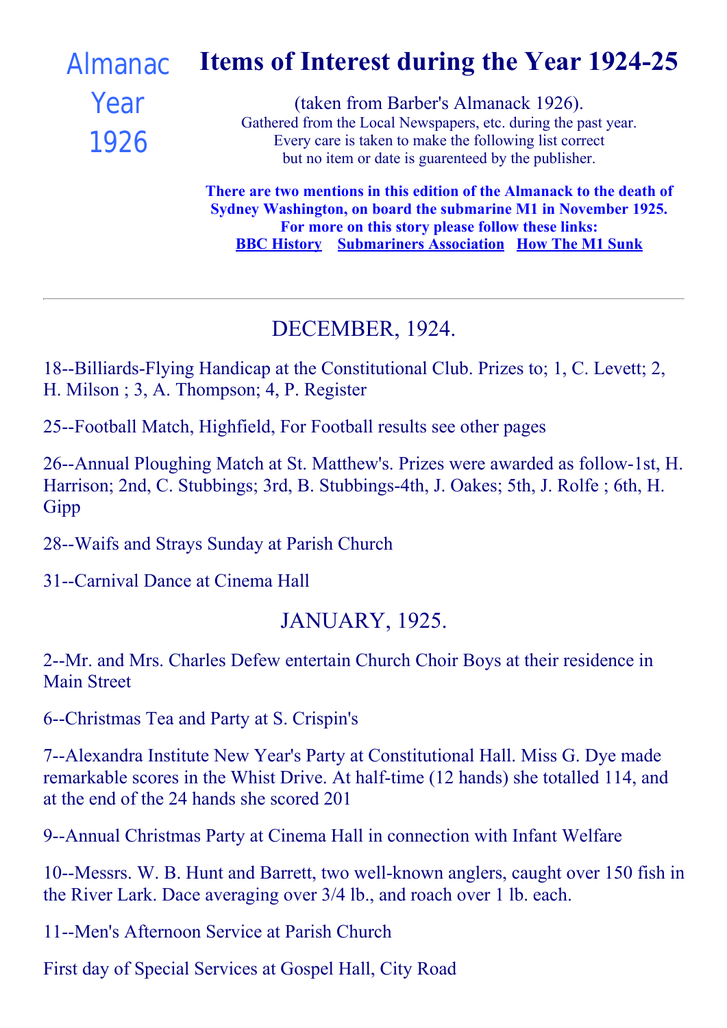Almanac Year 1926

# Items of Interest during the Year 1924-25

(taken from Barber's Almanack 1926).
Gathered from the Local Newspapers, etc. during the past year.
Every care is taken to make the following list correct
but no item or date is guarenteed by the publisher.

**There are two mentions in this edition of the Almanack to the death of Sydney Washington, on board the submarine M1 in November 1925. For more on this story please follow these links:**
**BBC History** **Submariners Association** **How The M1 Sunk**

---

## DECEMBER, 1924.

18--Billiards-Flying Handicap at the Constitutional Club. Prizes to; 1, C. Levett; 2, H. Milson ; 3, A. Thompson; 4, P. Register

25--Football Match, Highfield, For Football results see other pages

26--Annual Ploughing Match at St. Matthew's. Prizes were awarded as follow-1st, H. Harrison; 2nd, C. Stubbings; 3rd, B. Stubbings-4th, J. Oakes; 5th, J. Rolfe ; 6th, H. Gipp

28--Waifs and Strays Sunday at Parish Church

31--Carnival Dance at Cinema Hall

## JANUARY, 1925.

2--Mr. and Mrs. Charles Defew entertain Church Choir Boys at their residence in Main Street

6--Christmas Tea and Party at S. Crispin's

7--Alexandra Institute New Year's Party at Constitutional Hall. Miss G. Dye made remarkable scores in the Whist Drive. At half-time (12 hands) she totalled 114, and at the end of the 24 hands she scored 201

9--Annual Christmas Party at Cinema Hall in connection with Infant Welfare

10--Messrs. W. B. Hunt and Barrett, two well-known anglers, caught over 150 fish in the River Lark. Dace averaging over 3/4 lb., and roach over 1 lb. each.

11--Men's Afternoon Service at Parish Church

First day of Special Services at Gospel Hall, City Road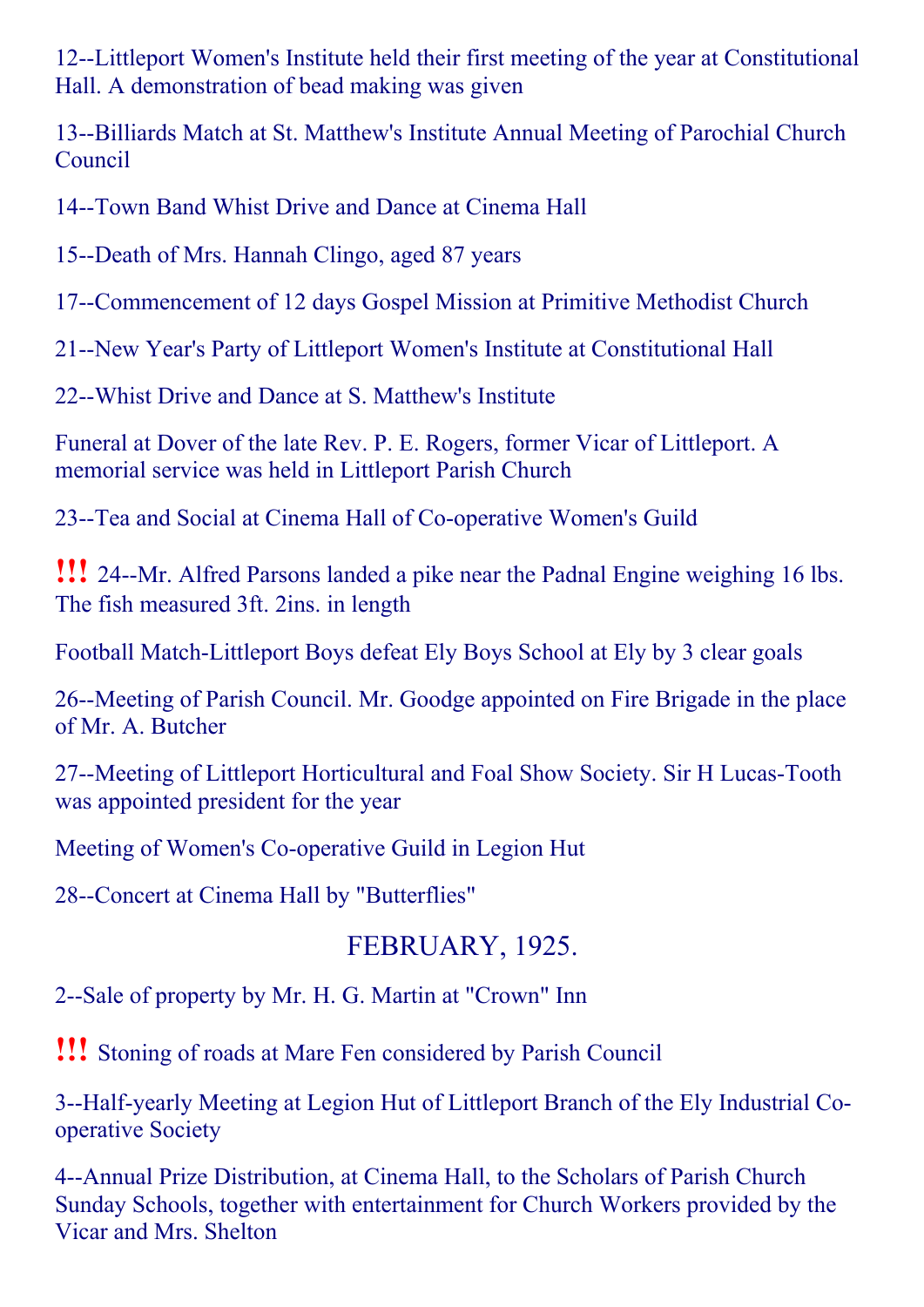12--Littleport Women's Institute held their first meeting of the year at Constitutional Hall. A demonstration of bead making was given

13--Billiards Match at St. Matthew's Institute Annual Meeting of Parochial Church Council

14--Town Band Whist Drive and Dance at Cinema Hall

15--Death of Mrs. Hannah Clingo, aged 87 years

17--Commencement of 12 days Gospel Mission at Primitive Methodist Church

21--New Year's Party of Littleport Women's Institute at Constitutional Hall

22--Whist Drive and Dance at S. Matthew's Institute

Funeral at Dover of the late Rev. P. E. Rogers, former Vicar of Littleport. A memorial service was held in Littleport Parish Church

23--Tea and Social at Cinema Hall of Co-operative Women's Guild

!!! 24--Mr. Alfred Parsons landed a pike near the Padnal Engine weighing 16 lbs. The fish measured 3ft. 2ins. in length

Football Match-Littleport Boys defeat Ely Boys School at Ely by 3 clear goals

26--Meeting of Parish Council. Mr. Goodge appointed on Fire Brigade in the place of Mr. A. Butcher

27--Meeting of Littleport Horticultural and Foal Show Society. Sir H Lucas-Tooth was appointed president for the year

Meeting of Women's Co-operative Guild in Legion Hut

28--Concert at Cinema Hall by "Butterflies"

## FEBRUARY, 1925.

2--Sale of property by Mr. H. G. Martin at "Crown" Inn

!!! Stoning of roads at Mare Fen considered by Parish Council

3--Half-yearly Meeting at Legion Hut of Littleport Branch of the Ely Industrial Co-operative Society

4--Annual Prize Distribution, at Cinema Hall, to the Scholars of Parish Church Sunday Schools, together with entertainment for Church Workers provided by the Vicar and Mrs. Shelton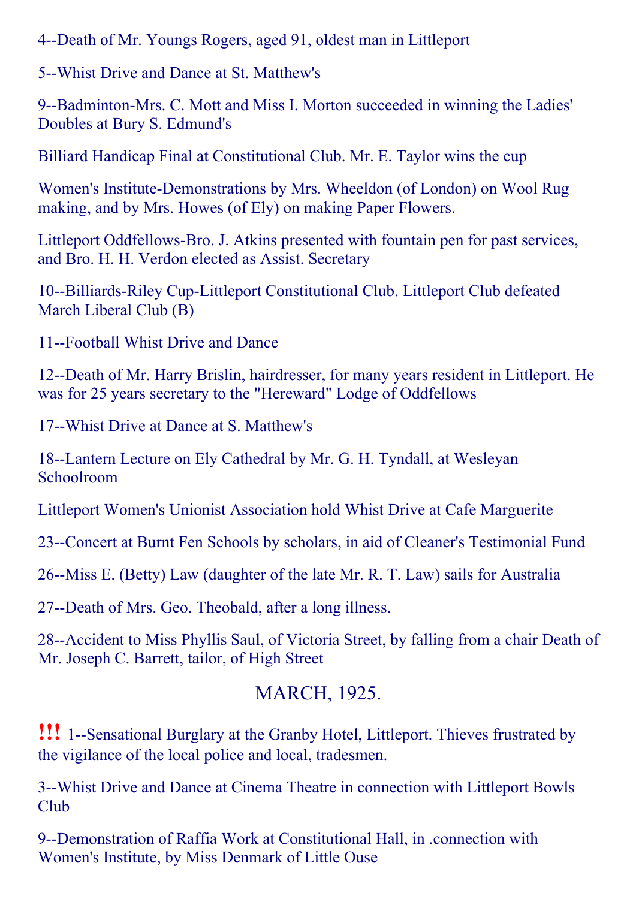4--Death of Mr. Youngs Rogers, aged 91, oldest man in Littleport

5--Whist Drive and Dance at St. Matthew's

9--Badminton-Mrs. C. Mott and Miss I. Morton succeeded in winning the Ladies' Doubles at Bury S. Edmund's

Billiard Handicap Final at Constitutional Club. Mr. E. Taylor wins the cup

Women's Institute-Demonstrations by Mrs. Wheeldon (of London) on Wool Rug making, and by Mrs. Howes (of Ely) on making Paper Flowers.

Littleport Oddfellows-Bro. J. Atkins presented with fountain pen for past services, and Bro. H. H. Verdon elected as Assist. Secretary

10--Billiards-Riley Cup-Littleport Constitutional Club. Littleport Club defeated March Liberal Club (B)

11--Football Whist Drive and Dance

12--Death of Mr. Harry Brislin, hairdresser, for many years resident in Littleport. He was for 25 years secretary to the "Hereward" Lodge of Oddfellows

17--Whist Drive at Dance at S. Matthew's

18--Lantern Lecture on Ely Cathedral by Mr. G. H. Tyndall, at Wesleyan Schoolroom

Littleport Women's Unionist Association hold Whist Drive at Cafe Marguerite

23--Concert at Burnt Fen Schools by scholars, in aid of Cleaner's Testimonial Fund

26--Miss E. (Betty) Law (daughter of the late Mr. R. T. Law) sails for Australia

27--Death of Mrs. Geo. Theobald, after a long illness.

28--Accident to Miss Phyllis Saul, of Victoria Street, by falling from a chair Death of Mr. Joseph C. Barrett, tailor, of High Street

## MARCH, 1925.

!!! 1--Sensational Burglary at the Granby Hotel, Littleport. Thieves frustrated by the vigilance of the local police and local, tradesmen.

3--Whist Drive and Dance at Cinema Theatre in connection with Littleport Bowls Club

9--Demonstration of Raffia Work at Constitutional Hall, in .connection with Women's Institute, by Miss Denmark of Little Ouse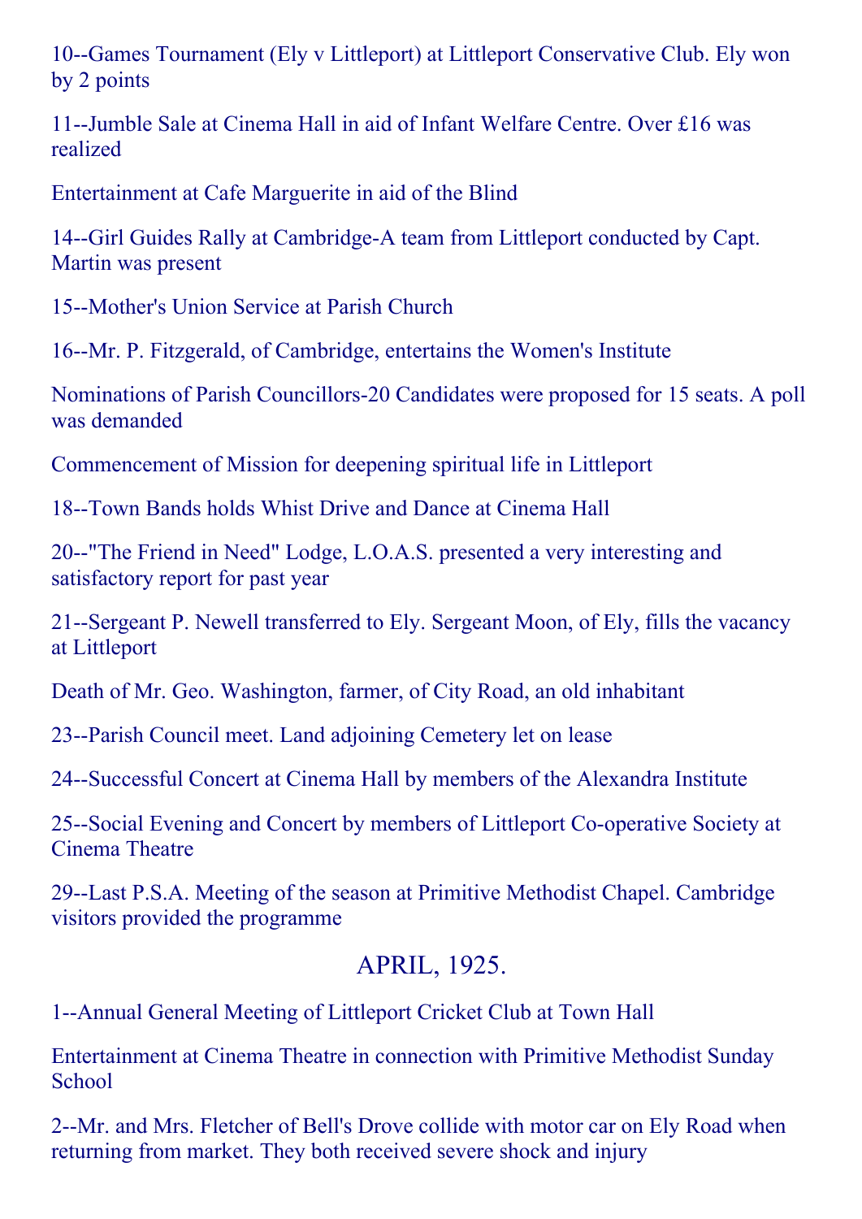10--Games Tournament (Ely v Littleport) at Littleport Conservative Club. Ely won by 2 points

11--Jumble Sale at Cinema Hall in aid of Infant Welfare Centre. Over £16 was realized

Entertainment at Cafe Marguerite in aid of the Blind

14--Girl Guides Rally at Cambridge-A team from Littleport conducted by Capt. Martin was present

15--Mother's Union Service at Parish Church

16--Mr. P. Fitzgerald, of Cambridge, entertains the Women's Institute

Nominations of Parish Councillors-20 Candidates were proposed for 15 seats. A poll was demanded

Commencement of Mission for deepening spiritual life in Littleport

18--Town Bands holds Whist Drive and Dance at Cinema Hall

20--"The Friend in Need" Lodge, L.O.A.S. presented a very interesting and satisfactory report for past year

21--Sergeant P. Newell transferred to Ely. Sergeant Moon, of Ely, fills the vacancy at Littleport

Death of Mr. Geo. Washington, farmer, of City Road, an old inhabitant

23--Parish Council meet. Land adjoining Cemetery let on lease

24--Successful Concert at Cinema Hall by members of the Alexandra Institute

25--Social Evening and Concert by members of Littleport Co-operative Society at Cinema Theatre

29--Last P.S.A. Meeting of the season at Primitive Methodist Chapel. Cambridge visitors provided the programme

## APRIL, 1925.

1--Annual General Meeting of Littleport Cricket Club at Town Hall

Entertainment at Cinema Theatre in connection with Primitive Methodist Sunday School

2--Mr. and Mrs. Fletcher of Bell's Drove collide with motor car on Ely Road when returning from market. They both received severe shock and injury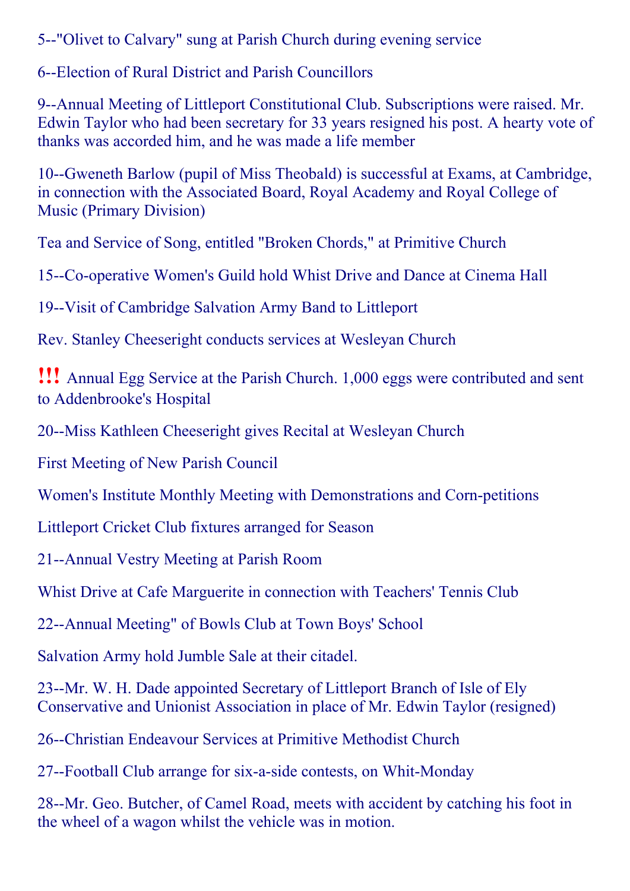5--"Olivet to Calvary" sung at Parish Church during evening service

6--Election of Rural District and Parish Councillors

9--Annual Meeting of Littleport Constitutional Club. Subscriptions were raised. Mr. Edwin Taylor who had been secretary for 33 years resigned his post. A hearty vote of thanks was accorded him, and he was made a life member

10--Gweneth Barlow (pupil of Miss Theobald) is successful at Exams, at Cambridge, in connection with the Associated Board, Royal Academy and Royal College of Music (Primary Division)

Tea and Service of Song, entitled "Broken Chords," at Primitive Church

15--Co-operative Women's Guild hold Whist Drive and Dance at Cinema Hall

19--Visit of Cambridge Salvation Army Band to Littleport

Rev. Stanley Cheeseright conducts services at Wesleyan Church

!!! Annual Egg Service at the Parish Church. 1,000 eggs were contributed and sent to Addenbrooke's Hospital

20--Miss Kathleen Cheeseright gives Recital at Wesleyan Church

First Meeting of New Parish Council

Women's Institute Monthly Meeting with Demonstrations and Corn-petitions

Littleport Cricket Club fixtures arranged for Season

21--Annual Vestry Meeting at Parish Room

Whist Drive at Cafe Marguerite in connection with Teachers' Tennis Club

22--Annual Meeting" of Bowls Club at Town Boys' School

Salvation Army hold Jumble Sale at their citadel.

23--Mr. W. H. Dade appointed Secretary of Littleport Branch of Isle of Ely Conservative and Unionist Association in place of Mr. Edwin Taylor (resigned)

26--Christian Endeavour Services at Primitive Methodist Church

27--Football Club arrange for six-a-side contests, on Whit-Monday

28--Mr. Geo. Butcher, of Camel Road, meets with accident by catching his foot in the wheel of a wagon whilst the vehicle was in motion.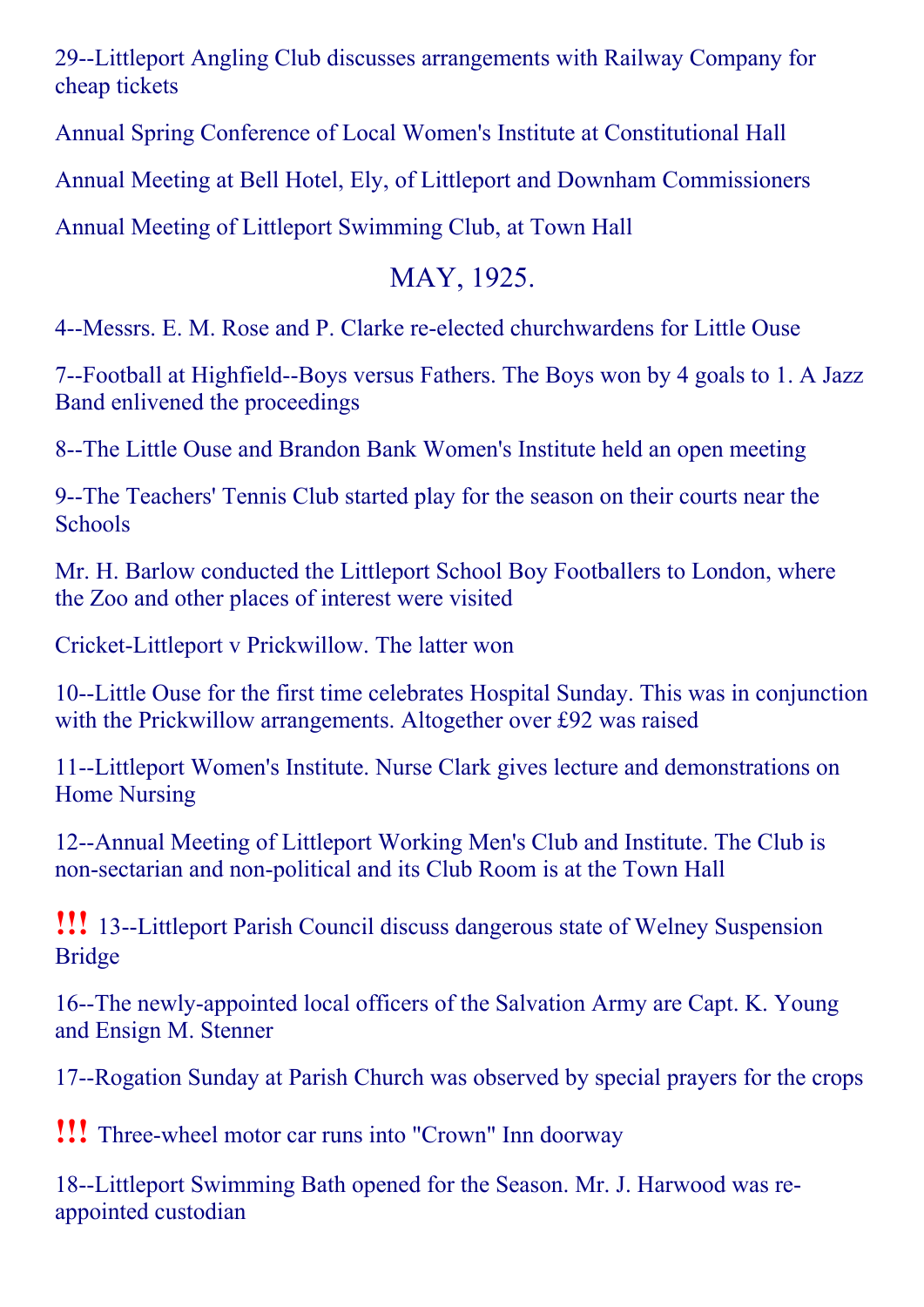29--Littleport Angling Club discusses arrangements with Railway Company for cheap tickets

Annual Spring Conference of Local Women's Institute at Constitutional Hall

Annual Meeting at Bell Hotel, Ely, of Littleport and Downham Commissioners

Annual Meeting of Littleport Swimming Club, at Town Hall

## MAY, 1925.

4--Messrs. E. M. Rose and P. Clarke re-elected churchwardens for Little Ouse

7--Football at Highfield--Boys versus Fathers. The Boys won by 4 goals to 1. A Jazz Band enlivened the proceedings

8--The Little Ouse and Brandon Bank Women's Institute held an open meeting

9--The Teachers' Tennis Club started play for the season on their courts near the Schools

Mr. H. Barlow conducted the Littleport School Boy Footballers to London, where the Zoo and other places of interest were visited

Cricket-Littleport v Prickwillow. The latter won

10--Little Ouse for the first time celebrates Hospital Sunday. This was in conjunction with the Prickwillow arrangements. Altogether over £92 was raised

11--Littleport Women's Institute. Nurse Clark gives lecture and demonstrations on Home Nursing

12--Annual Meeting of Littleport Working Men's Club and Institute. The Club is non-sectarian and non-political and its Club Room is at the Town Hall

**!!!** 13--Littleport Parish Council discuss dangerous state of Welney Suspension Bridge

16--The newly-appointed local officers of the Salvation Army are Capt. K. Young and Ensign M. Stenner

17--Rogation Sunday at Parish Church was observed by special prayers for the crops

**!!!** Three-wheel motor car runs into "Crown" Inn doorway

18--Littleport Swimming Bath opened for the Season. Mr. J. Harwood was re-appointed custodian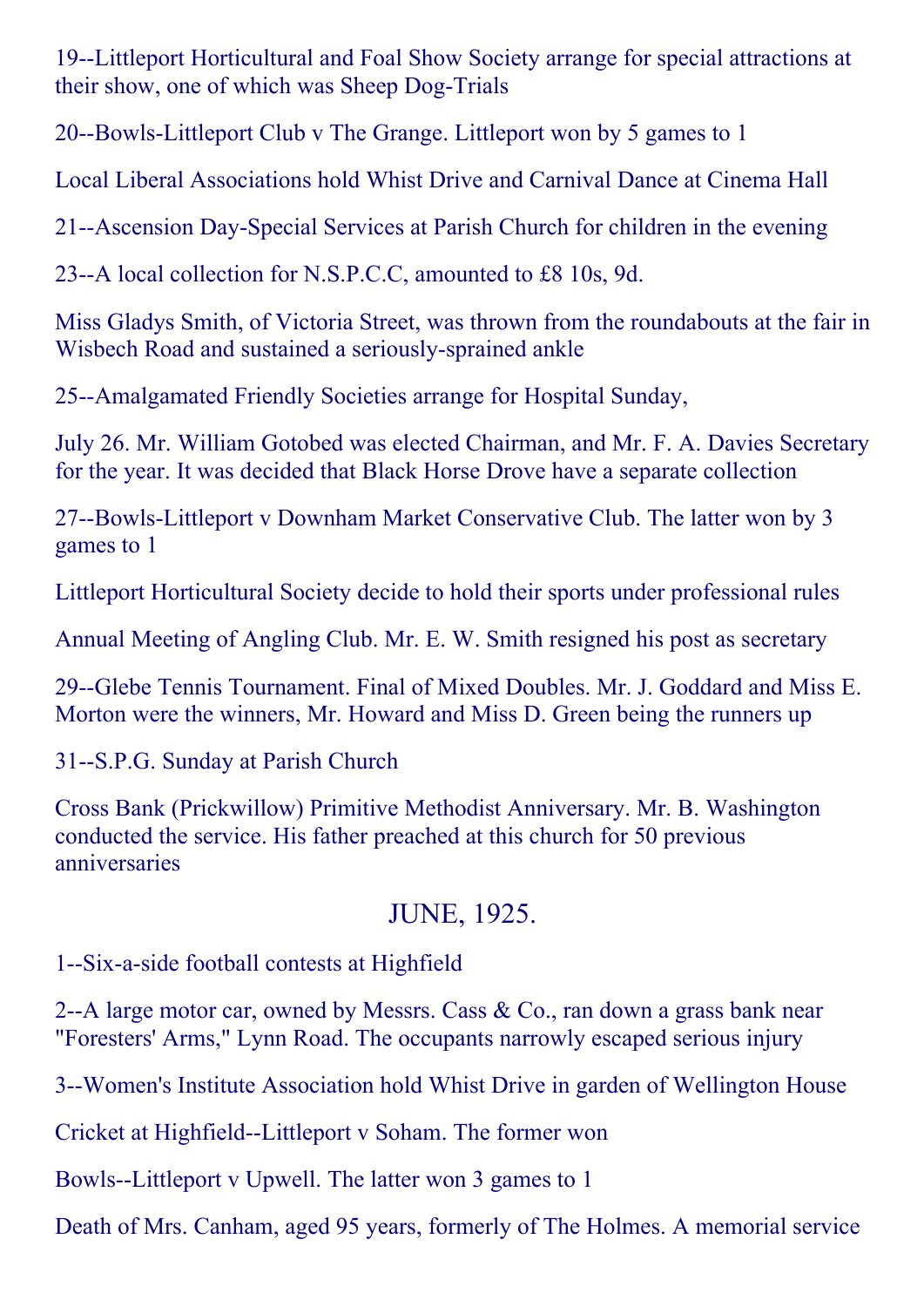19--Littleport Horticultural and Foal Show Society arrange for special attractions at their show, one of which was Sheep Dog-Trials

20--Bowls-Littleport Club v The Grange. Littleport won by 5 games to 1

Local Liberal Associations hold Whist Drive and Carnival Dance at Cinema Hall

21--Ascension Day-Special Services at Parish Church for children in the evening

23--A local collection for N.S.P.C.C, amounted to £8 10s, 9d.

Miss Gladys Smith, of Victoria Street, was thrown from the roundabouts at the fair in Wisbech Road and sustained a seriously-sprained ankle

25--Amalgamated Friendly Societies arrange for Hospital Sunday,

July 26. Mr. William Gotobed was elected Chairman, and Mr. F. A. Davies Secretary for the year. It was decided that Black Horse Drove have a separate collection

27--Bowls-Littleport v Downham Market Conservative Club. The latter won by 3 games to 1

Littleport Horticultural Society decide to hold their sports under professional rules

Annual Meeting of Angling Club. Mr. E. W. Smith resigned his post as secretary

29--Glebe Tennis Tournament. Final of Mixed Doubles. Mr. J. Goddard and Miss E. Morton were the winners, Mr. Howard and Miss D. Green being the runners up

31--S.P.G. Sunday at Parish Church

Cross Bank (Prickwillow) Primitive Methodist Anniversary. Mr. B. Washington conducted the service. His father preached at this church for 50 previous anniversaries

## JUNE, 1925.

1--Six-a-side football contests at Highfield

2--A large motor car, owned by Messrs. Cass & Co., ran down a grass bank near "Foresters' Arms," Lynn Road. The occupants narrowly escaped serious injury

3--Women's Institute Association hold Whist Drive in garden of Wellington House

Cricket at Highfield--Littleport v Soham. The former won

Bowls--Littleport v Upwell. The latter won 3 games to 1

Death of Mrs. Canham, aged 95 years, formerly of The Holmes. A memorial service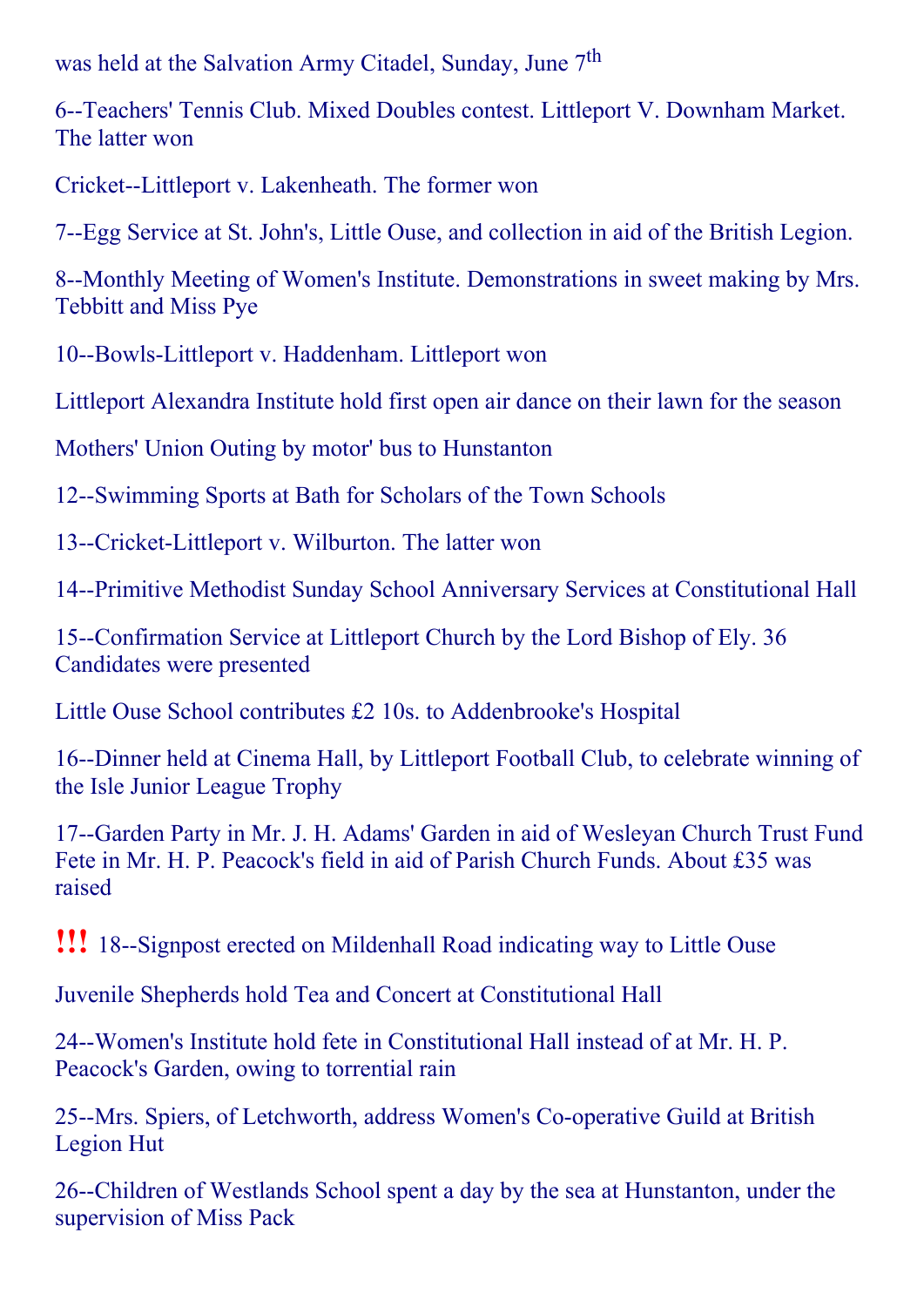was held at the Salvation Army Citadel, Sunday, June 7th

6--Teachers' Tennis Club. Mixed Doubles contest. Littleport V. Downham Market. The latter won

Cricket--Littleport v. Lakenheath. The former won

7--Egg Service at St. John's, Little Ouse, and collection in aid of the British Legion.

8--Monthly Meeting of Women's Institute. Demonstrations in sweet making by Mrs. Tebbitt and Miss Pye

10--Bowls-Littleport v. Haddenham. Littleport won

Littleport Alexandra Institute hold first open air dance on their lawn for the season

Mothers' Union Outing by motor' bus to Hunstanton

12--Swimming Sports at Bath for Scholars of the Town Schools

13--Cricket-Littleport v. Wilburton. The latter won

14--Primitive Methodist Sunday School Anniversary Services at Constitutional Hall

15--Confirmation Service at Littleport Church by the Lord Bishop of Ely. 36 Candidates were presented

Little Ouse School contributes £2 10s. to Addenbrooke's Hospital

16--Dinner held at Cinema Hall, by Littleport Football Club, to celebrate winning of the Isle Junior League Trophy

17--Garden Party in Mr. J. H. Adams' Garden in aid of Wesleyan Church Trust Fund Fete in Mr. H. P. Peacock's field in aid of Parish Church Funds. About £35 was raised

**!!!** 18--Signpost erected on Mildenhall Road indicating way to Little Ouse

Juvenile Shepherds hold Tea and Concert at Constitutional Hall

24--Women's Institute hold fete in Constitutional Hall instead of at Mr. H. P. Peacock's Garden, owing to torrential rain

25--Mrs. Spiers, of Letchworth, address Women's Co-operative Guild at British Legion Hut

26--Children of Westlands School spent a day by the sea at Hunstanton, under the supervision of Miss Pack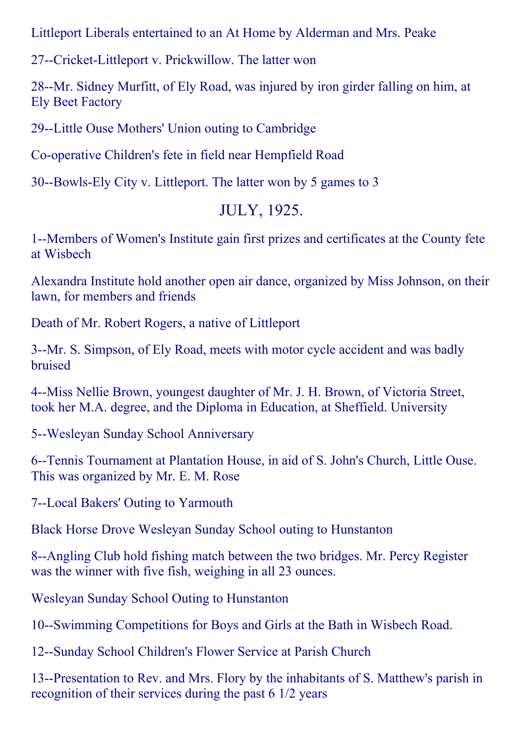Littleport Liberals entertained to an At Home by Alderman and Mrs. Peake

27--Cricket-Littleport v. Prickwillow. The latter won

28--Mr. Sidney Murfitt, of Ely Road, was injured by iron girder falling on him, at Ely Beet Factory

29--Little Ouse Mothers' Union outing to Cambridge

Co-operative Children's fete in field near Hempfield Road

30--Bowls-Ely City v. Littleport. The latter won by 5 games to 3

## JULY, 1925.

1--Members of Women's Institute gain first prizes and certificates at the County fete at Wisbech

Alexandra Institute hold another open air dance, organized by Miss Johnson, on their lawn, for members and friends

Death of Mr. Robert Rogers, a native of Littleport

3--Mr. S. Simpson, of Ely Road, meets with motor cycle accident and was badly bruised

4--Miss Nellie Brown, youngest daughter of Mr. J. H. Brown, of Victoria Street, took her M.A. degree, and the Diploma in Education, at Sheffield. University

5--Wesleyan Sunday School Anniversary

6--Tennis Tournament at Plantation House, in aid of S. John's Church, Little Ouse. This was organized by Mr. E. M. Rose

7--Local Bakers' Outing to Yarmouth

Black Horse Drove Wesleyan Sunday School outing to Hunstanton

8--Angling Club hold fishing match between the two bridges. Mr. Percy Register was the winner with five fish, weighing in all 23 ounces.

Wesleyan Sunday School Outing to Hunstanton

10--Swimming Competitions for Boys and Girls at the Bath in Wisbech Road.

12--Sunday School Children's Flower Service at Parish Church

13--Presentation to Rev. and Mrs. Flory by the inhabitants of S. Matthew's parish in recognition of their services during the past 6 1/2 years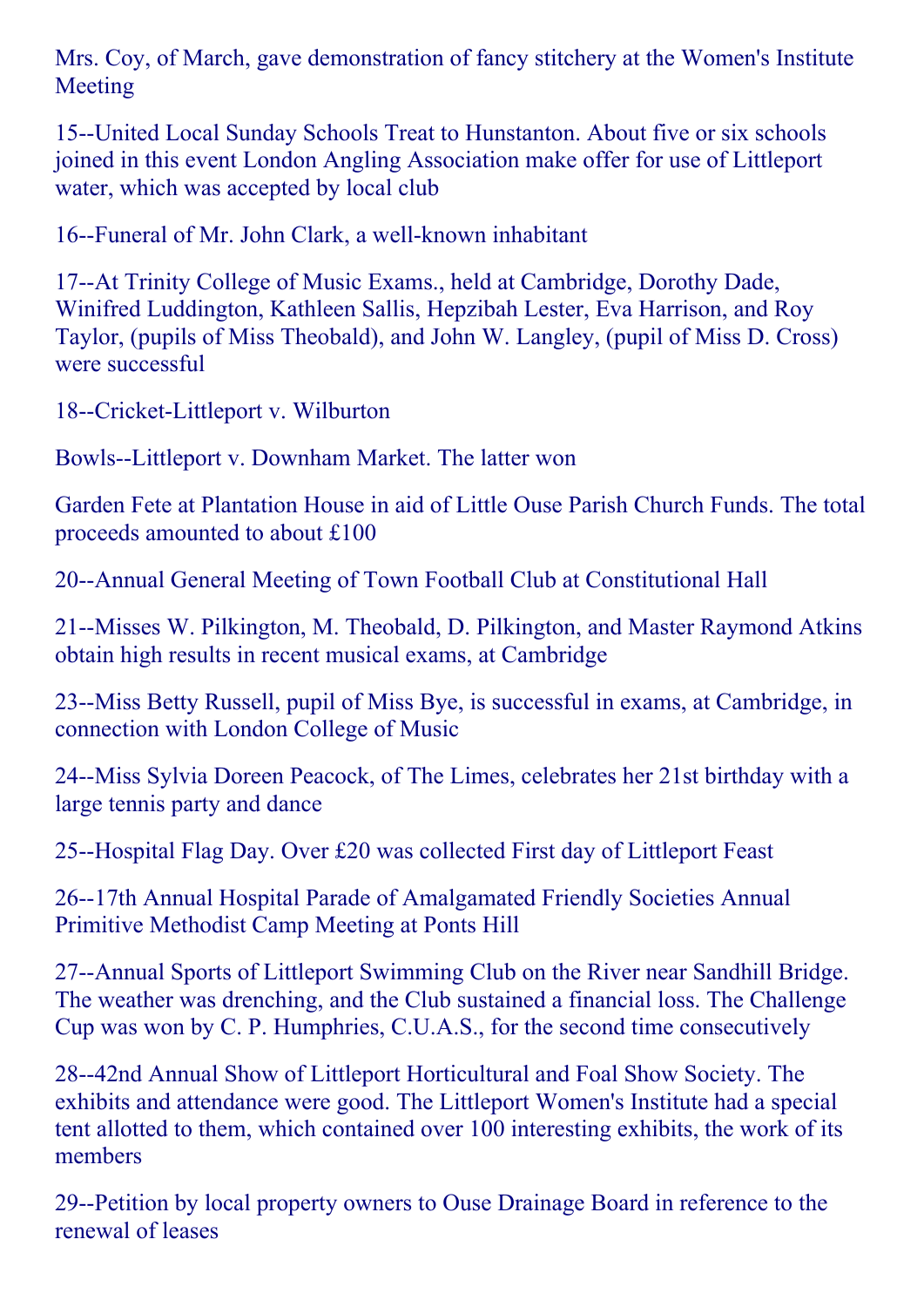Mrs. Coy, of March, gave demonstration of fancy stitchery at the Women's Institute Meeting

15--United Local Sunday Schools Treat to Hunstanton. About five or six schools joined in this event London Angling Association make offer for use of Littleport water, which was accepted by local club

16--Funeral of Mr. John Clark, a well-known inhabitant

17--At Trinity College of Music Exams., held at Cambridge, Dorothy Dade, Winifred Luddington, Kathleen Sallis, Hepzibah Lester, Eva Harrison, and Roy Taylor, (pupils of Miss Theobald), and John W. Langley, (pupil of Miss D. Cross) were successful

18--Cricket-Littleport v. Wilburton

Bowls--Littleport v. Downham Market. The latter won

Garden Fete at Plantation House in aid of Little Ouse Parish Church Funds. The total proceeds amounted to about £100

20--Annual General Meeting of Town Football Club at Constitutional Hall

21--Misses W. Pilkington, M. Theobald, D. Pilkington, and Master Raymond Atkins obtain high results in recent musical exams, at Cambridge

23--Miss Betty Russell, pupil of Miss Bye, is successful in exams, at Cambridge, in connection with London College of Music

24--Miss Sylvia Doreen Peacock, of The Limes, celebrates her 21st birthday with a large tennis party and dance

25--Hospital Flag Day. Over £20 was collected First day of Littleport Feast

26--17th Annual Hospital Parade of Amalgamated Friendly Societies Annual Primitive Methodist Camp Meeting at Ponts Hill

27--Annual Sports of Littleport Swimming Club on the River near Sandhill Bridge. The weather was drenching, and the Club sustained a financial loss. The Challenge Cup was won by C. P. Humphries, C.U.A.S., for the second time consecutively

28--42nd Annual Show of Littleport Horticultural and Foal Show Society. The exhibits and attendance were good. The Littleport Women's Institute had a special tent allotted to them, which contained over 100 interesting exhibits, the work of its members

29--Petition by local property owners to Ouse Drainage Board in reference to the renewal of leases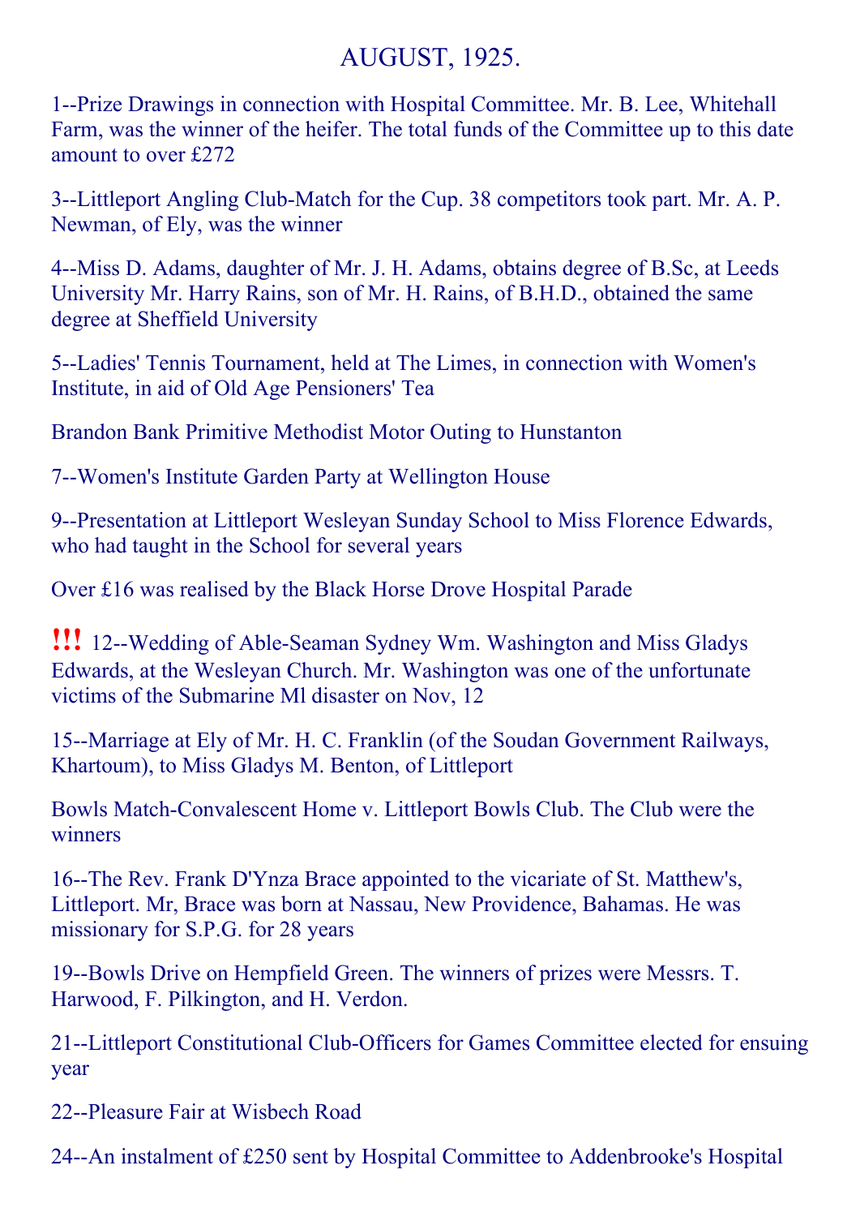## AUGUST, 1925.

1--Prize Drawings in connection with Hospital Committee. Mr. B. Lee, Whitehall Farm, was the winner of the heifer. The total funds of the Committee up to this date amount to over £272

3--Littleport Angling Club-Match for the Cup. 38 competitors took part. Mr. A. P. Newman, of Ely, was the winner

4--Miss D. Adams, daughter of Mr. J. H. Adams, obtains degree of B.Sc, at Leeds University Mr. Harry Rains, son of Mr. H. Rains, of B.H.D., obtained the same degree at Sheffield University

5--Ladies' Tennis Tournament, held at The Limes, in connection with Women's Institute, in aid of Old Age Pensioners' Tea

Brandon Bank Primitive Methodist Motor Outing to Hunstanton

7--Women's Institute Garden Party at Wellington House

9--Presentation at Littleport Wesleyan Sunday School to Miss Florence Edwards, who had taught in the School for several years

Over £16 was realised by the Black Horse Drove Hospital Parade

**!!!** 12--Wedding of Able-Seaman Sydney Wm. Washington and Miss Gladys Edwards, at the Wesleyan Church. Mr. Washington was one of the unfortunate victims of the Submarine Ml disaster on Nov, 12

15--Marriage at Ely of Mr. H. C. Franklin (of the Soudan Government Railways, Khartoum), to Miss Gladys M. Benton, of Littleport

Bowls Match-Convalescent Home v. Littleport Bowls Club. The Club were the winners

16--The Rev. Frank D'Ynza Brace appointed to the vicariate of St. Matthew's, Littleport. Mr, Brace was born at Nassau, New Providence, Bahamas. He was missionary for S.P.G. for 28 years

19--Bowls Drive on Hempfield Green. The winners of prizes were Messrs. T. Harwood, F. Pilkington, and H. Verdon.

21--Littleport Constitutional Club-Officers for Games Committee elected for ensuing year

22--Pleasure Fair at Wisbech Road

24--An instalment of £250 sent by Hospital Committee to Addenbrooke's Hospital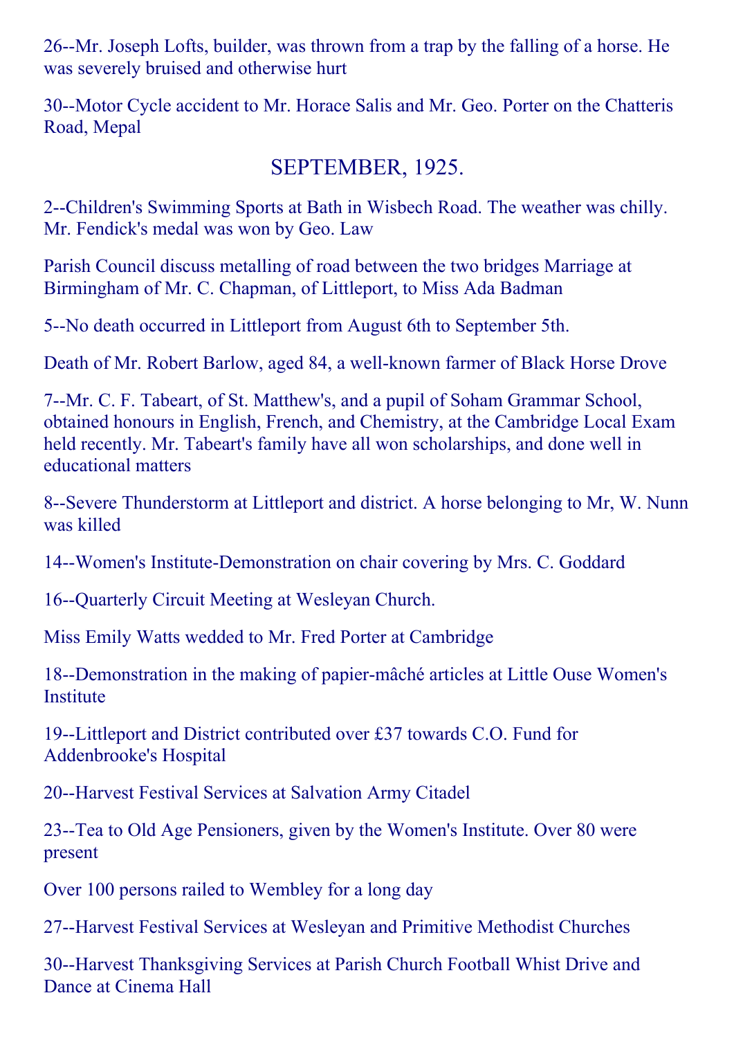26--Mr. Joseph Lofts, builder, was thrown from a trap by the falling of a horse. He was severely bruised and otherwise hurt

30--Motor Cycle accident to Mr. Horace Salis and Mr. Geo. Porter on the Chatteris Road, Mepal

## SEPTEMBER, 1925.

2--Children's Swimming Sports at Bath in Wisbech Road. The weather was chilly. Mr. Fendick's medal was won by Geo. Law

Parish Council discuss metalling of road between the two bridges Marriage at Birmingham of Mr. C. Chapman, of Littleport, to Miss Ada Badman

5--No death occurred in Littleport from August 6th to September 5th.

Death of Mr. Robert Barlow, aged 84, a well-known farmer of Black Horse Drove

7--Mr. C. F. Tabeart, of St. Matthew's, and a pupil of Soham Grammar School, obtained honours in English, French, and Chemistry, at the Cambridge Local Exam held recently. Mr. Tabeart's family have all won scholarships, and done well in educational matters

8--Severe Thunderstorm at Littleport and district. A horse belonging to Mr, W. Nunn was killed

14--Women's Institute-Demonstration on chair covering by Mrs. C. Goddard

16--Quarterly Circuit Meeting at Wesleyan Church.

Miss Emily Watts wedded to Mr. Fred Porter at Cambridge

18--Demonstration in the making of papier-mâché articles at Little Ouse Women's Institute

19--Littleport and District contributed over £37 towards C.O. Fund for Addenbrooke's Hospital

20--Harvest Festival Services at Salvation Army Citadel

23--Tea to Old Age Pensioners, given by the Women's Institute. Over 80 were present

Over 100 persons railed to Wembley for a long day

27--Harvest Festival Services at Wesleyan and Primitive Methodist Churches

30--Harvest Thanksgiving Services at Parish Church Football Whist Drive and Dance at Cinema Hall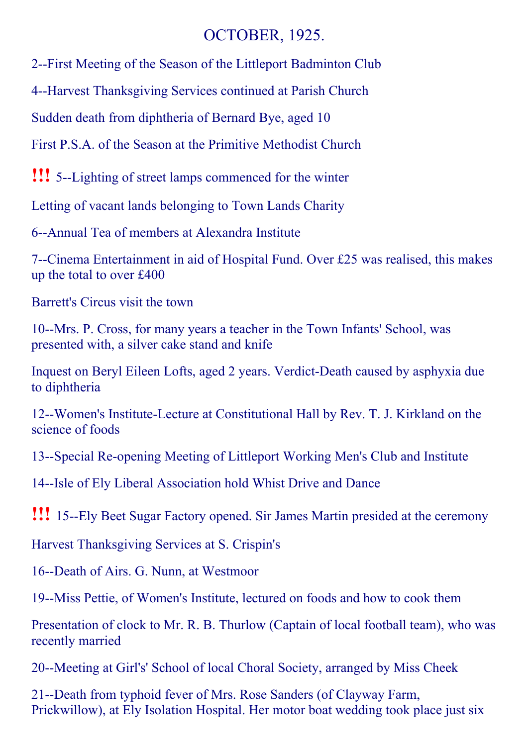# OCTOBER, 1925.

2--First Meeting of the Season of the Littleport Badminton Club

4--Harvest Thanksgiving Services continued at Parish Church

Sudden death from diphtheria of Bernard Bye, aged 10

First P.S.A. of the Season at the Primitive Methodist Church

**!!!** 5--Lighting of street lamps commenced for the winter

Letting of vacant lands belonging to Town Lands Charity

6--Annual Tea of members at Alexandra Institute

7--Cinema Entertainment in aid of Hospital Fund. Over £25 was realised, this makes up the total to over £400

Barrett's Circus visit the town

10--Mrs. P. Cross, for many years a teacher in the Town Infants' School, was presented with, a silver cake stand and knife

Inquest on Beryl Eileen Lofts, aged 2 years. Verdict-Death caused by asphyxia due to diphtheria

12--Women's Institute-Lecture at Constitutional Hall by Rev. T. J. Kirkland on the science of foods

13--Special Re-opening Meeting of Littleport Working Men's Club and Institute

14--Isle of Ely Liberal Association hold Whist Drive and Dance

**!!!** 15--Ely Beet Sugar Factory opened. Sir James Martin presided at the ceremony

Harvest Thanksgiving Services at S. Crispin's

16--Death of Airs. G. Nunn, at Westmoor

19--Miss Pettie, of Women's Institute, lectured on foods and how to cook them

Presentation of clock to Mr. R. B. Thurlow (Captain of local football team), who was recently married

20--Meeting at Girl's' School of local Choral Society, arranged by Miss Cheek

21--Death from typhoid fever of Mrs. Rose Sanders (of Clayway Farm, Prickwillow), at Ely Isolation Hospital. Her motor boat wedding took place just six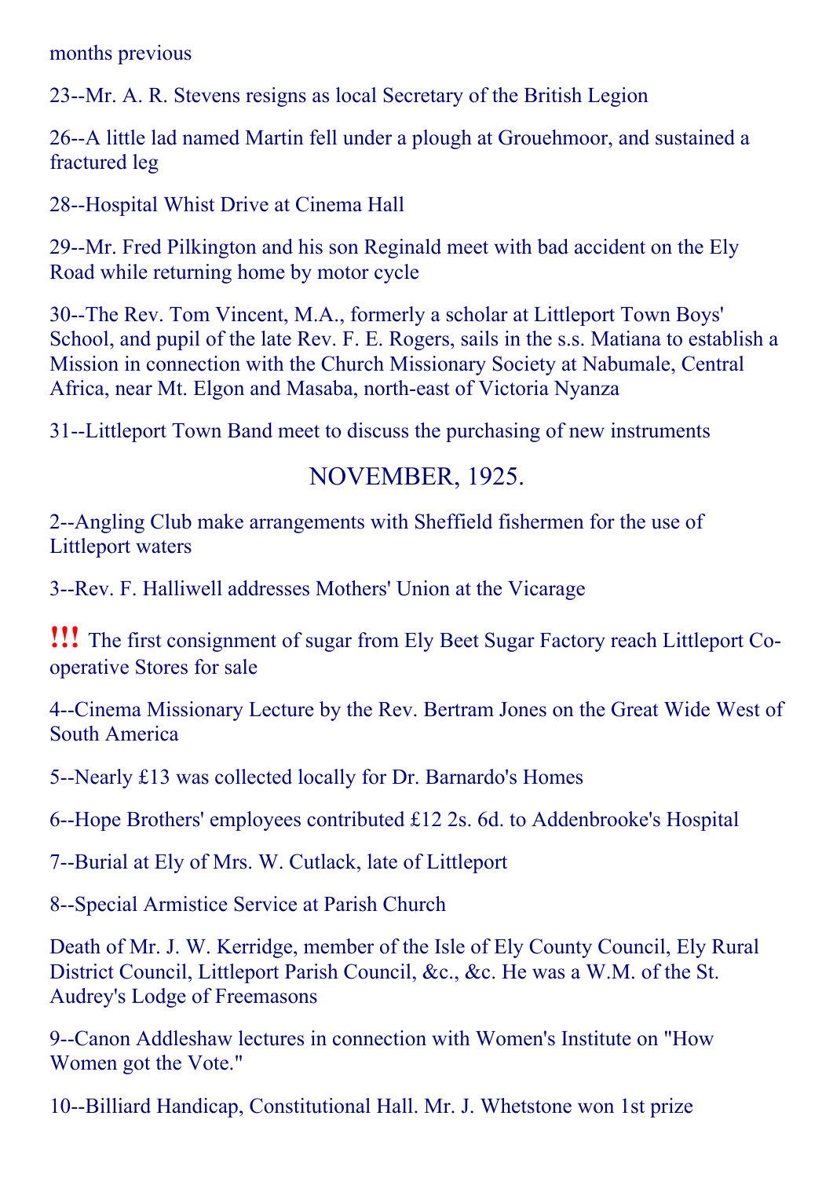months previous

23--Mr. A. R. Stevens resigns as local Secretary of the British Legion

26--A little lad named Martin fell under a plough at Grouehmoor, and sustained a fractured leg

28--Hospital Whist Drive at Cinema Hall

29--Mr. Fred Pilkington and his son Reginald meet with bad accident on the Ely Road while returning home by motor cycle

30--The Rev. Tom Vincent, M.A., formerly a scholar at Littleport Town Boys' School, and pupil of the late Rev. F. E. Rogers, sails in the s.s. Matiana to establish a Mission in connection with the Church Missionary Society at Nabumale, Central Africa, near Mt. Elgon and Masaba, north-east of Victoria Nyanza

31--Littleport Town Band meet to discuss the purchasing of new instruments

## NOVEMBER, 1925.

2--Angling Club make arrangements with Sheffield fishermen for the use of Littleport waters

3--Rev. F. Halliwell addresses Mothers' Union at the Vicarage

**!!!** The first consignment of sugar from Ely Beet Sugar Factory reach Littleport Co-operative Stores for sale

4--Cinema Missionary Lecture by the Rev. Bertram Jones on the Great Wide West of South America

5--Nearly £13 was collected locally for Dr. Barnardo's Homes

6--Hope Brothers' employees contributed £12 2s. 6d. to Addenbrooke's Hospital

7--Burial at Ely of Mrs. W. Cutlack, late of Littleport

8--Special Armistice Service at Parish Church

Death of Mr. J. W. Kerridge, member of the Isle of Ely County Council, Ely Rural District Council, Littleport Parish Council, &c., &c. He was a W.M. of the St. Audrey's Lodge of Freemasons

9--Canon Addleshaw lectures in connection with Women's Institute on "How Women got the Vote."

10--Billiard Handicap, Constitutional Hall. Mr. J. Whetstone won 1st prize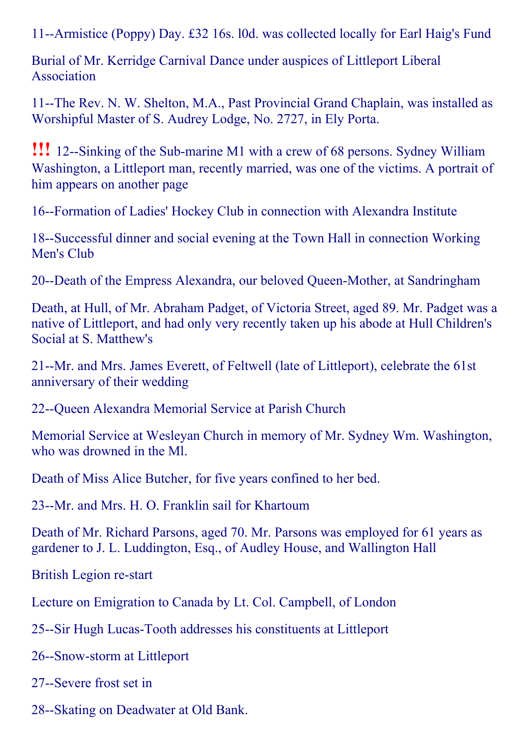11--Armistice (Poppy) Day. £32 16s. l0d. was collected locally for Earl Haig's Fund

Burial of Mr. Kerridge Carnival Dance under auspices of Littleport Liberal Association

11--The Rev. N. W. Shelton, M.A., Past Provincial Grand Chaplain, was installed as Worshipful Master of S. Audrey Lodge, No. 2727, in Ely Porta.

!!! 12--Sinking of the Sub-marine M1 with a crew of 68 persons. Sydney William Washington, a Littleport man, recently married, was one of the victims. A portrait of him appears on another page

16--Formation of Ladies' Hockey Club in connection with Alexandra Institute

18--Successful dinner and social evening at the Town Hall in connection Working Men's Club

20--Death of the Empress Alexandra, our beloved Queen-Mother, at Sandringham

Death, at Hull, of Mr. Abraham Padget, of Victoria Street, aged 89. Mr. Padget was a native of Littleport, and had only very recently taken up his abode at Hull Children's Social at S. Matthew's

21--Mr. and Mrs. James Everett, of Feltwell (late of Littleport), celebrate the 61st anniversary of their wedding

22--Queen Alexandra Memorial Service at Parish Church

Memorial Service at Wesleyan Church in memory of Mr. Sydney Wm. Washington, who was drowned in the Ml.

Death of Miss Alice Butcher, for five years confined to her bed.

23--Mr. and Mrs. H. O. Franklin sail for Khartoum

Death of Mr. Richard Parsons, aged 70. Mr. Parsons was employed for 61 years as gardener to J. L. Luddington, Esq., of Audley House, and Wallington Hall

British Legion re-start

Lecture on Emigration to Canada by Lt. Col. Campbell, of London

25--Sir Hugh Lucas-Tooth addresses his constituents at Littleport

26--Snow-storm at Littleport

27--Severe frost set in

28--Skating on Deadwater at Old Bank.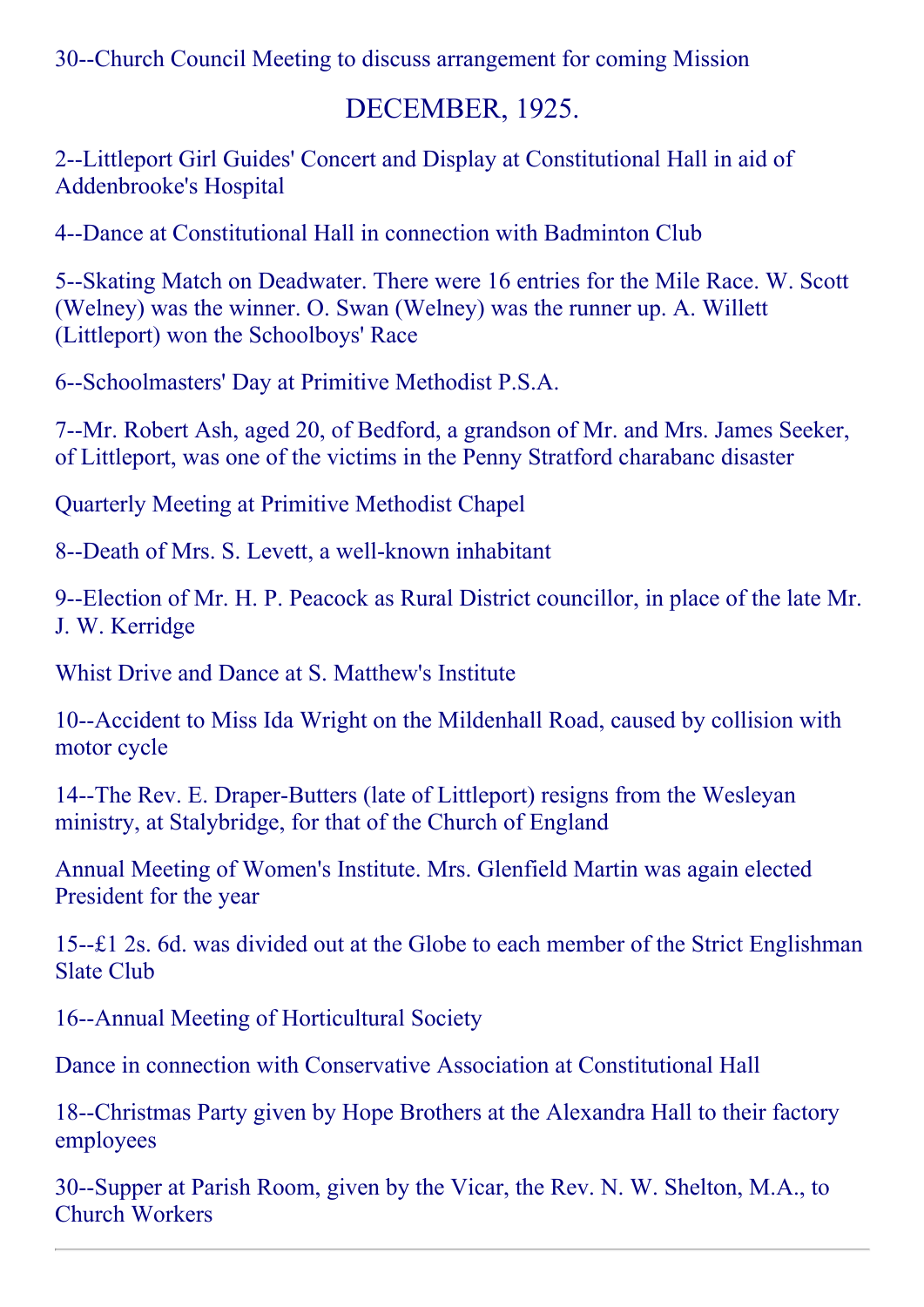30--Church Council Meeting to discuss arrangement for coming Mission

## DECEMBER, 1925.

2--Littleport Girl Guides' Concert and Display at Constitutional Hall in aid of Addenbrooke's Hospital

4--Dance at Constitutional Hall in connection with Badminton Club

5--Skating Match on Deadwater. There were 16 entries for the Mile Race. W. Scott (Welney) was the winner. O. Swan (Welney) was the runner up. A. Willett (Littleport) won the Schoolboys' Race

6--Schoolmasters' Day at Primitive Methodist P.S.A.

7--Mr. Robert Ash, aged 20, of Bedford, a grandson of Mr. and Mrs. James Seeker, of Littleport, was one of the victims in the Penny Stratford charabanc disaster

Quarterly Meeting at Primitive Methodist Chapel

8--Death of Mrs. S. Levett, a well-known inhabitant

9--Election of Mr. H. P. Peacock as Rural District councillor, in place of the late Mr. J. W. Kerridge

Whist Drive and Dance at S. Matthew's Institute

10--Accident to Miss Ida Wright on the Mildenhall Road, caused by collision with motor cycle

14--The Rev. E. Draper-Butters (late of Littleport) resigns from the Wesleyan ministry, at Stalybridge, for that of the Church of England

Annual Meeting of Women's Institute. Mrs. Glenfield Martin was again elected President for the year

15--£1 2s. 6d. was divided out at the Globe to each member of the Strict Englishman Slate Club

16--Annual Meeting of Horticultural Society

Dance in connection with Conservative Association at Constitutional Hall

18--Christmas Party given by Hope Brothers at the Alexandra Hall to their factory employees

30--Supper at Parish Room, given by the Vicar, the Rev. N. W. Shelton, M.A., to Church Workers

---